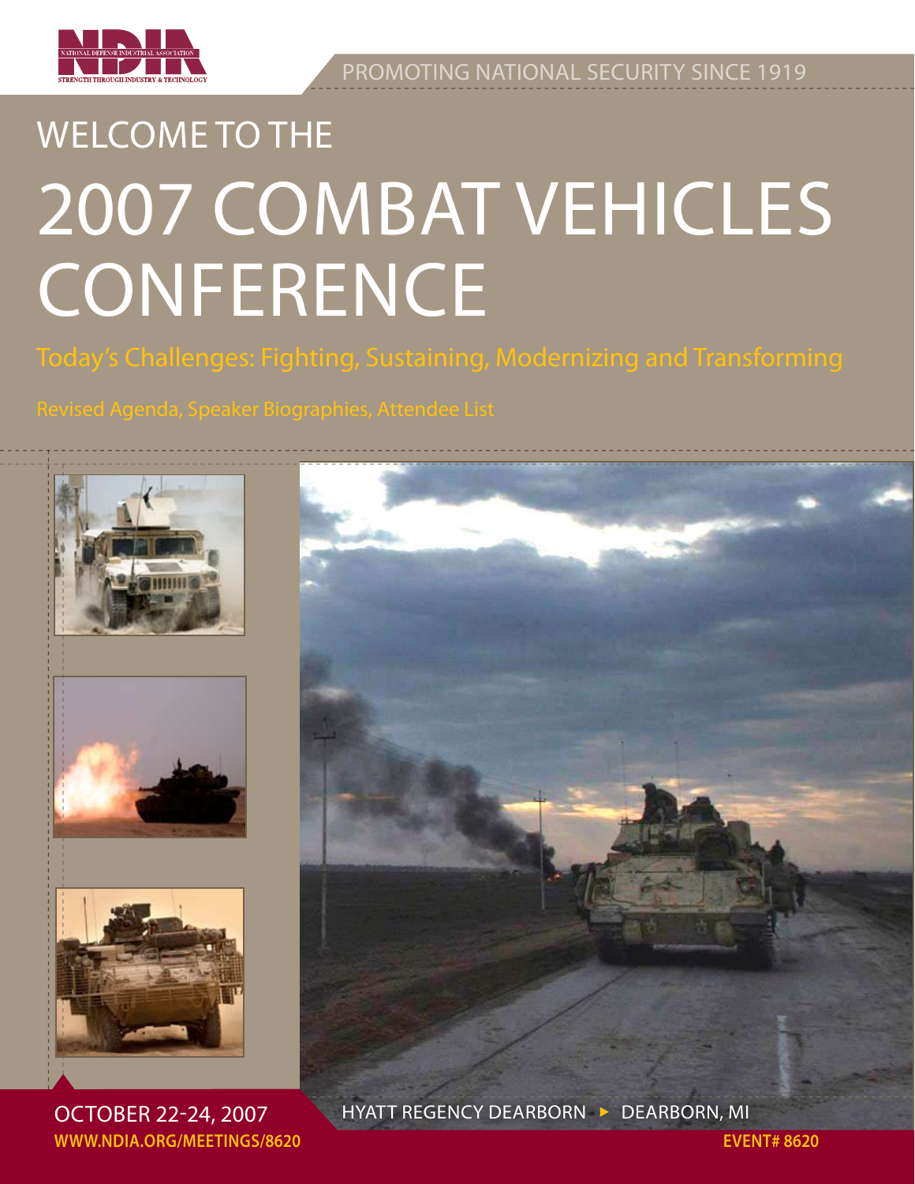NDIA

NATIONAL DEFENSE INDUSTRIAL ASSOCIATION

STRENGTH THROUGH INDUSTRY & TECHNOLOGY

PROMOTING NATIONAL SECURITY SINCE 1919

# WELCOME TO THE 2007 COMBAT VEHICLES CONFERENCE

## Today's Challenges: Fighting, Sustaining, Modernizing and Transforming

Revised Agenda, Speaker Biographies, Attendee List

OCTOBER 22-24, 2007

HYATT REGENCY DEARBORN ▸ DEARBORN, MI

**WWW.NDIA.ORG/MEETINGS/8620**

**EVENT# 8620**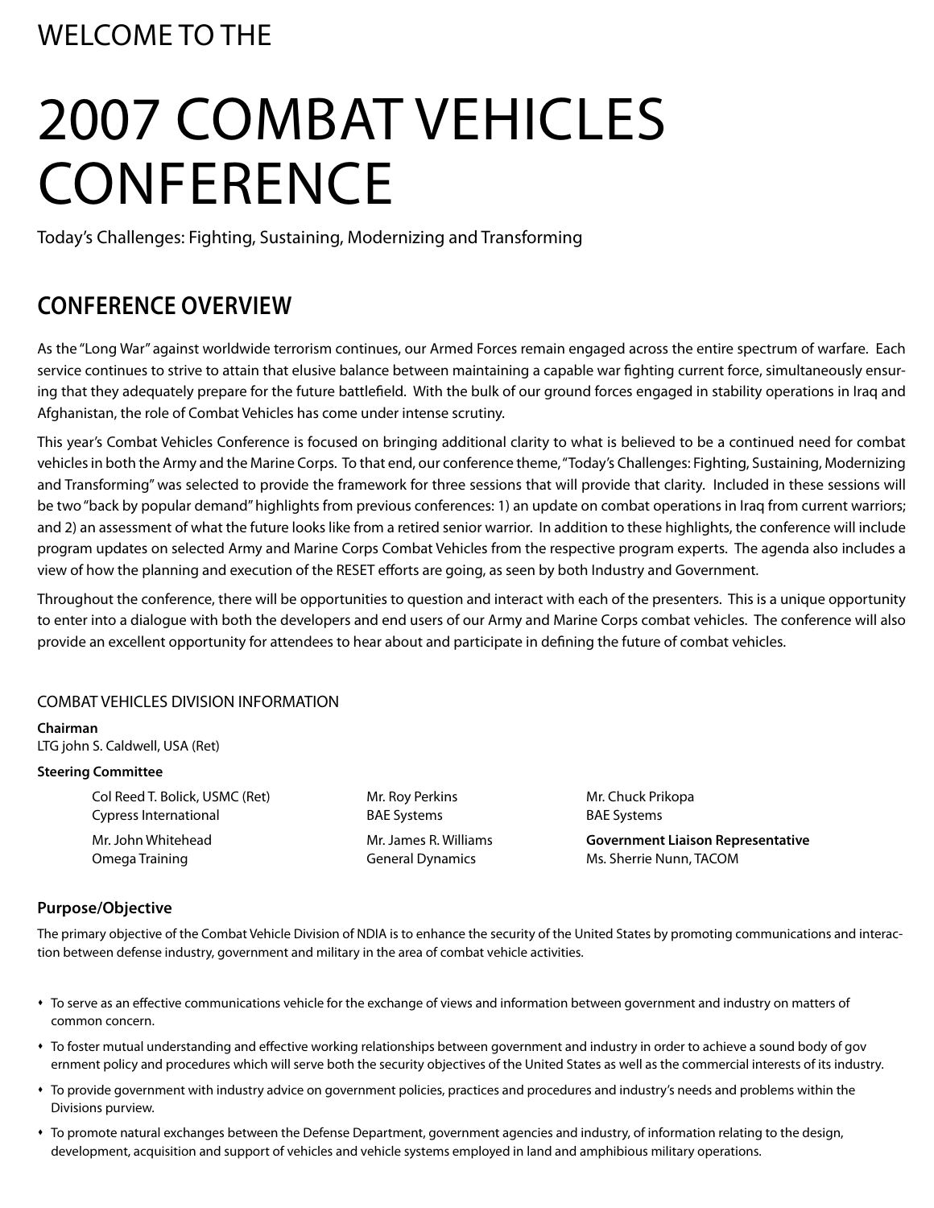WELCOME TO THE

# 2007 COMBAT VEHICLES CONFERENCE

Today's Challenges: Fighting, Sustaining, Modernizing and Transforming

## CONFERENCE OVERVIEW

As the "Long War" against worldwide terrorism continues, our Armed Forces remain engaged across the entire spectrum of warfare. Each service continues to strive to attain that elusive balance between maintaining a capable war fighting current force, simultaneously ensuring that they adequately prepare for the future battlefield. With the bulk of our ground forces engaged in stability operations in Iraq and Afghanistan, the role of Combat Vehicles has come under intense scrutiny.

This year's Combat Vehicles Conference is focused on bringing additional clarity to what is believed to be a continued need for combat vehicles in both the Army and the Marine Corps. To that end, our conference theme, "Today's Challenges: Fighting, Sustaining, Modernizing and Transforming" was selected to provide the framework for three sessions that will provide that clarity. Included in these sessions will be two "back by popular demand" highlights from previous conferences: 1) an update on combat operations in Iraq from current warriors; and 2) an assessment of what the future looks like from a retired senior warrior. In addition to these highlights, the conference will include program updates on selected Army and Marine Corps Combat Vehicles from the respective program experts. The agenda also includes a view of how the planning and execution of the RESET efforts are going, as seen by both Industry and Government.

Throughout the conference, there will be opportunities to question and interact with each of the presenters. This is a unique opportunity to enter into a dialogue with both the developers and end users of our Army and Marine Corps combat vehicles. The conference will also provide an excellent opportunity for attendees to hear about and participate in defining the future of combat vehicles.

### COMBAT VEHICLES DIVISION INFORMATION

**Chairman**
LTG john S. Caldwell, USA (Ret)

**Steering Committee**

Col Reed T. Bolick, USMC (Ret)
Cypress International

Mr. John Whitehead
Omega Training

Mr. Roy Perkins
BAE Systems

Mr. James R. Williams
General Dynamics

Mr. Chuck Prikopa
BAE Systems

**Government Liaison Representative**
Ms. Sherrie Nunn, TACOM

### Purpose/Objective

The primary objective of the Combat Vehicle Division of NDIA is to enhance the security of the United States by promoting communications and interaction between defense industry, government and military in the area of combat vehicle activities.

- To serve as an effective communications vehicle for the exchange of views and information between government and industry on matters of common concern.
- To foster mutual understanding and effective working relationships between government and industry in order to achieve a sound body of government policy and procedures which will serve both the security objectives of the United States as well as the commercial interests of its industry.
- To provide government with industry advice on government policies, practices and procedures and industry's needs and problems within the Divisions purview.
- To promote natural exchanges between the Defense Department, government agencies and industry, of information relating to the design, development, acquisition and support of vehicles and vehicle systems employed in land and amphibious military operations.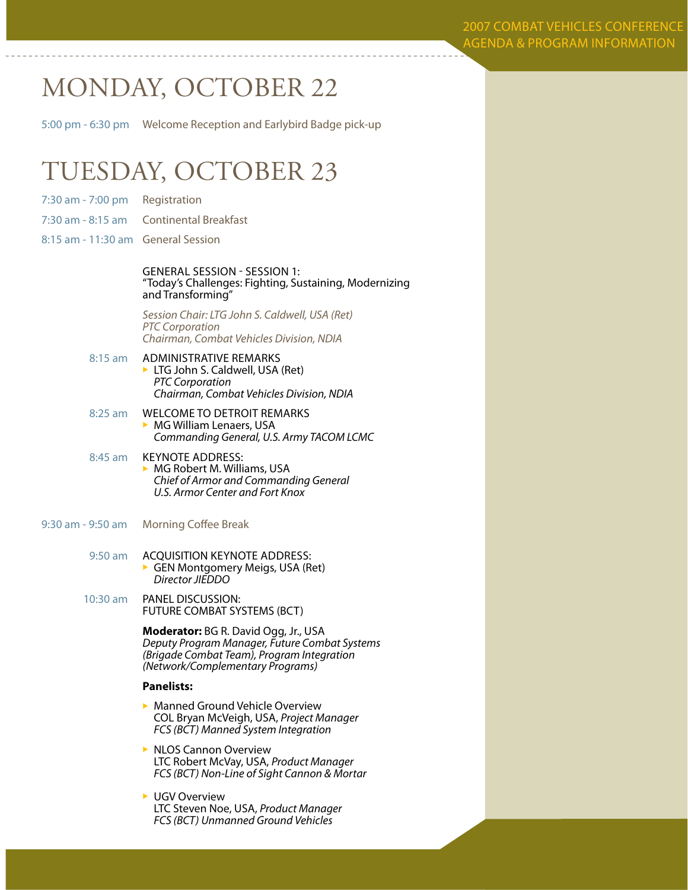# MONDAY, OCTOBER 22

5:00 pm - 6:30 pm Welcome Reception and Earlybird Badge pick-up

# TUESDAY, OCTOBER 23

7:30 am - 7:00 pm Registration

7:30 am - 8:15 am Continental Breakfast

8:15 am - 11:30 am General Session

GENERAL SESSION - SESSION 1:
"Today's Challenges: Fighting, Sustaining, Modernizing and Transforming"

*Session Chair: LTG John S. Caldwell, USA (Ret)*
*PTC Corporation*
*Chairman, Combat Vehicles Division, NDIA*

8:15 am ADMINISTRATIVE REMARKS
- LTG John S. Caldwell, USA (Ret)
  *PTC Corporation*
  *Chairman, Combat Vehicles Division, NDIA*

8:25 am WELCOME TO DETROIT REMARKS
- MG William Lenaers, USA
  *Commanding General, U.S. Army TACOM LCMC*

8:45 am KEYNOTE ADDRESS:
- MG Robert M. Williams, USA
  *Chief of Armor and Commanding General*
  *U.S. Armor Center and Fort Knox*

9:30 am - 9:50 am Morning Coffee Break

9:50 am ACQUISITION KEYNOTE ADDRESS:
- GEN Montgomery Meigs, USA (Ret)
  *Director JIEDDO*

10:30 am PANEL DISCUSSION:
FUTURE COMBAT SYSTEMS (BCT)

**Moderator:** BG R. David Ogg, Jr., USA
*Deputy Program Manager, Future Combat Systems (Brigade Combat Team), Program Integration (Network/Complementary Programs)*

**Panelists:**

- Manned Ground Vehicle Overview
  COL Bryan McVeigh, USA, *Project Manager*
  *FCS (BCT) Manned System Integration*

- NLOS Cannon Overview
  LTC Robert McVay, USA, *Product Manager*
  *FCS (BCT) Non-Line of Sight Cannon & Mortar*

- UGV Overview
  LTC Steven Noe, USA, *Product Manager*
  *FCS (BCT) Unmanned Ground Vehicles*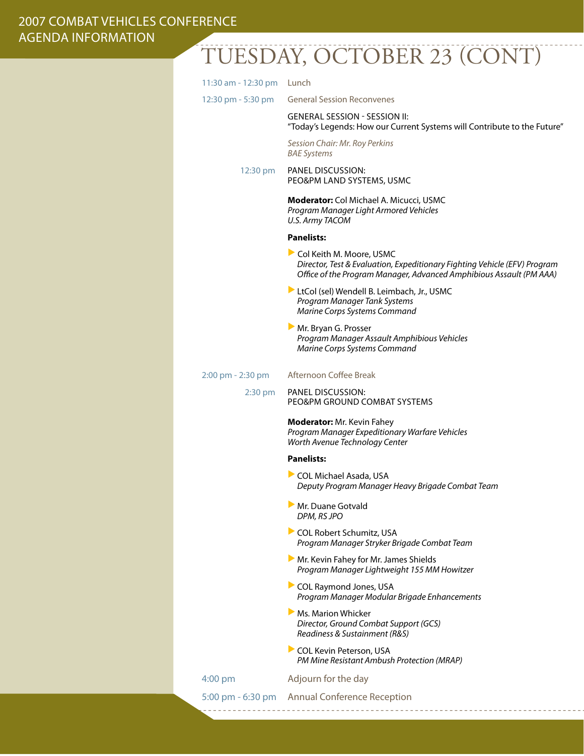# TUESDAY, OCTOBER 23 (CONT)

**11:30 am - 12:30 pm** Lunch

**12:30 pm - 5:30 pm** General Session Reconvenes

GENERAL SESSION - SESSION II:
"Today's Legends: How our Current Systems will Contribute to the Future"

*Session Chair: Mr. Roy Perkins*
*BAE Systems*

**12:30 pm** PANEL DISCUSSION:
PEO&PM LAND SYSTEMS, USMC

**Moderator:** Col Michael A. Micucci, USMC
*Program Manager Light Armored Vehicles*
*U.S. Army TACOM*

**Panelists:**

- Col Keith M. Moore, USMC
  *Director, Test & Evaluation, Expeditionary Fighting Vehicle (EFV) Program*
  *Office of the Program Manager, Advanced Amphibious Assault (PM AAA)*
- LtCol (sel) Wendell B. Leimbach, Jr., USMC
  *Program Manager Tank Systems*
  *Marine Corps Systems Command*
- Mr. Bryan G. Prosser
  *Program Manager Assault Amphibious Vehicles*
  *Marine Corps Systems Command*

**2:00 pm - 2:30 pm** Afternoon Coffee Break

**2:30 pm** PANEL DISCUSSION:
PEO&PM GROUND COMBAT SYSTEMS

**Moderator:** Mr. Kevin Fahey
*Program Manager Expeditionary Warfare Vehicles*
*Worth Avenue Technology Center*

**Panelists:**

- COL Michael Asada, USA
  *Deputy Program Manager Heavy Brigade Combat Team*
- Mr. Duane Gotvald
  *DPM, RS JPO*
- COL Robert Schumitz, USA
  *Program Manager Stryker Brigade Combat Team*
- Mr. Kevin Fahey for Mr. James Shields
  *Program Manager Lightweight 155 MM Howitzer*
- COL Raymond Jones, USA
  *Program Manager Modular Brigade Enhancements*
- Ms. Marion Whicker
  *Director, Ground Combat Support (GCS)*
  *Readiness & Sustainment (R&S)*
- COL Kevin Peterson, USA
  *PM Mine Resistant Ambush Protection (MRAP)*

**4:00 pm** Adjourn for the day

**5:00 pm - 6:30 pm** Annual Conference Reception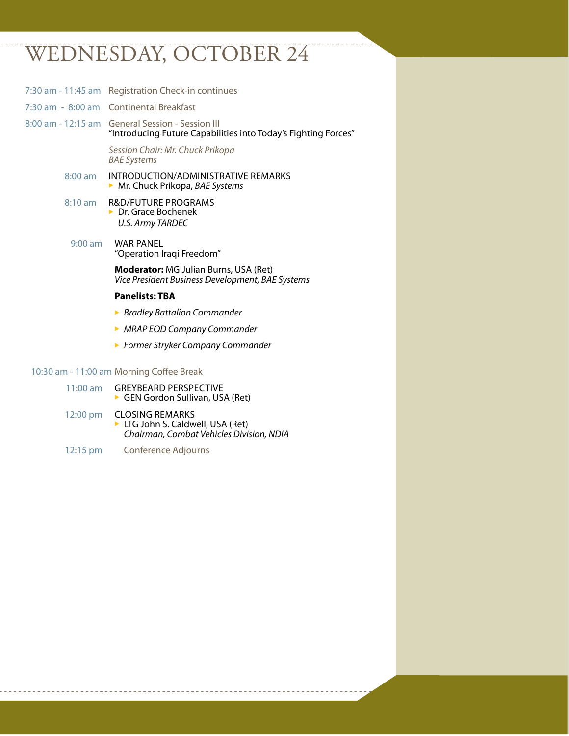# WEDNESDAY, OCTOBER 24

7:30 am - 11:45 am Registration Check-in continues

7:30 am - 8:00 am Continental Breakfast

8:00 am - 12:15 am General Session - Session III
"Introducing Future Capabilities into Today's Fighting Forces"

*Session Chair: Mr. Chuck Prikopa*
*BAE Systems*

8:00 am INTRODUCTION/ADMINISTRATIVE REMARKS
- Mr. Chuck Prikopa, *BAE Systems*

8:10 am R&D/FUTURE PROGRAMS
- Dr. Grace Bochenek
  *U.S. Army TARDEC*

9:00 am WAR PANEL
"Operation Iraqi Freedom"

**Moderator:** MG Julian Burns, USA (Ret)
*Vice President Business Development, BAE Systems*

**Panelists: TBA**

- *Bradley Battalion Commander*
- *MRAP EOD Company Commander*
- *Former Stryker Company Commander*

10:30 am - 11:00 am Morning Coffee Break

11:00 am GREYBEARD PERSPECTIVE
- GEN Gordon Sullivan, USA (Ret)

12:00 pm CLOSING REMARKS
- LTG John S. Caldwell, USA (Ret)
  *Chairman, Combat Vehicles Division, NDIA*

12:15 pm Conference Adjourns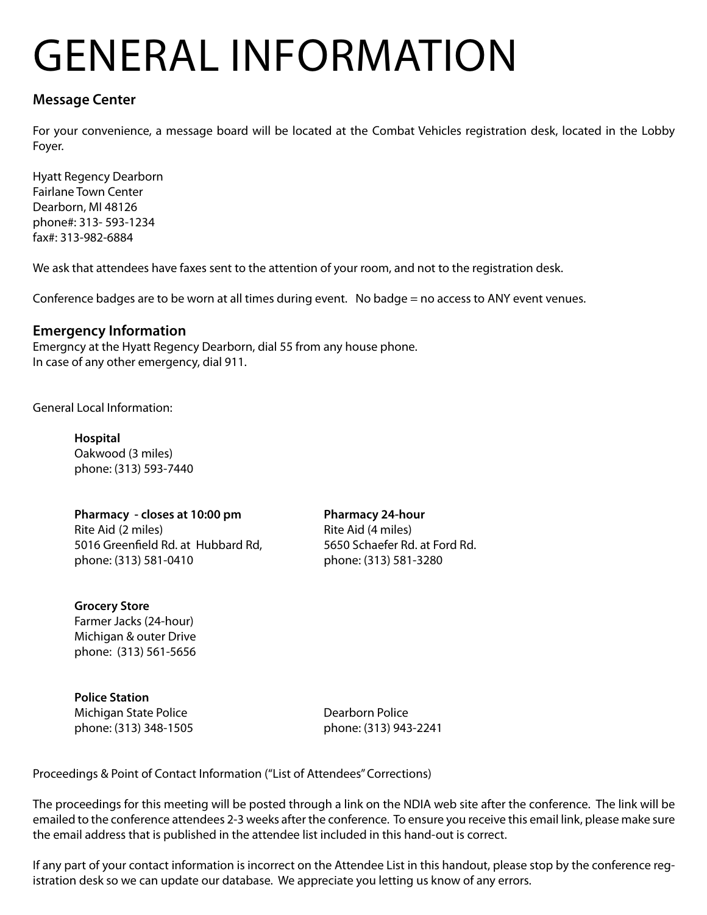# GENERAL INFORMATION

### Message Center

For your convenience, a message board will be located at the Combat Vehicles registration desk, located in the Lobby Foyer.

Hyatt Regency Dearborn
Fairlane Town Center
Dearborn, MI 48126
phone#: 313- 593-1234
fax#: 313-982-6884

We ask that attendees have faxes sent to the attention of your room, and not to the registration desk.

Conference badges are to be worn at all times during event. No badge = no access to ANY event venues.

### Emergency Information

Emergncy at the Hyatt Regency Dearborn, dial 55 from any house phone.
In case of any other emergency, dial 911.

General Local Information:

**Hospital**
Oakwood (3 miles)
phone: (313) 593-7440

**Pharmacy - closes at 10:00 pm**
Rite Aid (2 miles)
5016 Greenfield Rd. at Hubbard Rd,
phone: (313) 581-0410

**Pharmacy 24-hour**
Rite Aid (4 miles)
5650 Schaefer Rd. at Ford Rd.
phone: (313) 581-3280

**Grocery Store**
Farmer Jacks (24-hour)
Michigan & outer Drive
phone: (313) 561-5656

**Police Station**
Michigan State Police
phone: (313) 348-1505

Dearborn Police
phone: (313) 943-2241

Proceedings & Point of Contact Information ("List of Attendees" Corrections)

The proceedings for this meeting will be posted through a link on the NDIA web site after the conference. The link will be emailed to the conference attendees 2-3 weeks after the conference. To ensure you receive this email link, please make sure the email address that is published in the attendee list included in this hand-out is correct.

If any part of your contact information is incorrect on the Attendee List in this handout, please stop by the conference registration desk so we can update our database. We appreciate you letting us know of any errors.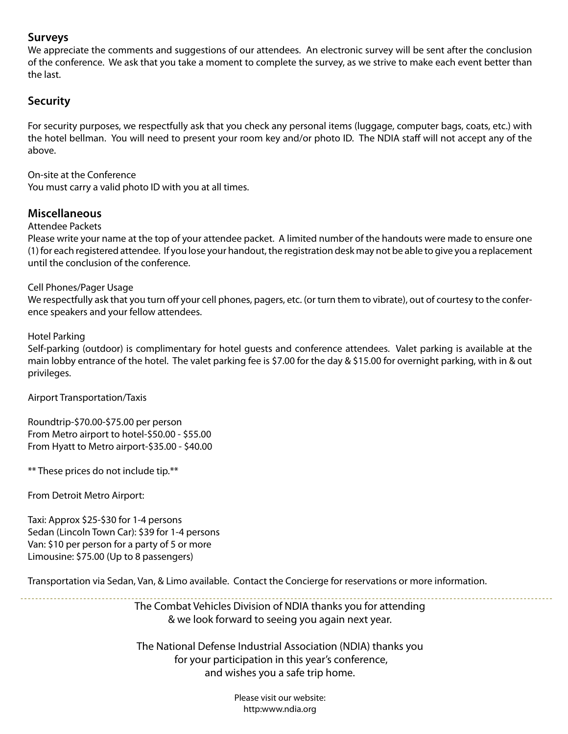## Surveys

We appreciate the comments and suggestions of our attendees. An electronic survey will be sent after the conclusion of the conference. We ask that you take a moment to complete the survey, as we strive to make each event better than the last.

## Security

For security purposes, we respectfully ask that you check any personal items (luggage, computer bags, coats, etc.) with the hotel bellman. You will need to present your room key and/or photo ID. The NDIA staff will not accept any of the above.

On-site at the Conference
You must carry a valid photo ID with you at all times.

## Miscellaneous

Attendee Packets
Please write your name at the top of your attendee packet. A limited number of the handouts were made to ensure one (1) for each registered attendee. If you lose your handout, the registration desk may not be able to give you a replacement until the conclusion of the conference.

Cell Phones/Pager Usage
We respectfully ask that you turn off your cell phones, pagers, etc. (or turn them to vibrate), out of courtesy to the conference speakers and your fellow attendees.

Hotel Parking
Self-parking (outdoor) is complimentary for hotel guests and conference attendees. Valet parking is available at the main lobby entrance of the hotel. The valet parking fee is $7.00 for the day & $15.00 for overnight parking, with in & out privileges.

Airport Transportation/Taxis

Roundtrip-$70.00-$75.00 per person
From Metro airport to hotel-$50.00 - $55.00
From Hyatt to Metro airport-$35.00 - $40.00

** These prices do not include tip.**

From Detroit Metro Airport:

Taxi: Approx $25-$30 for 1-4 persons
Sedan (Lincoln Town Car): $39 for 1-4 persons
Van: $10 per person for a party of 5 or more
Limousine: $75.00 (Up to 8 passengers)

Transportation via Sedan, Van, & Limo available. Contact the Concierge for reservations or more information.

---

The Combat Vehicles Division of NDIA thanks you for attending
& we look forward to seeing you again next year.

The National Defense Industrial Association (NDIA) thanks you
for your participation in this year's conference,
and wishes you a safe trip home.

Please visit our website:
http:www.ndia.org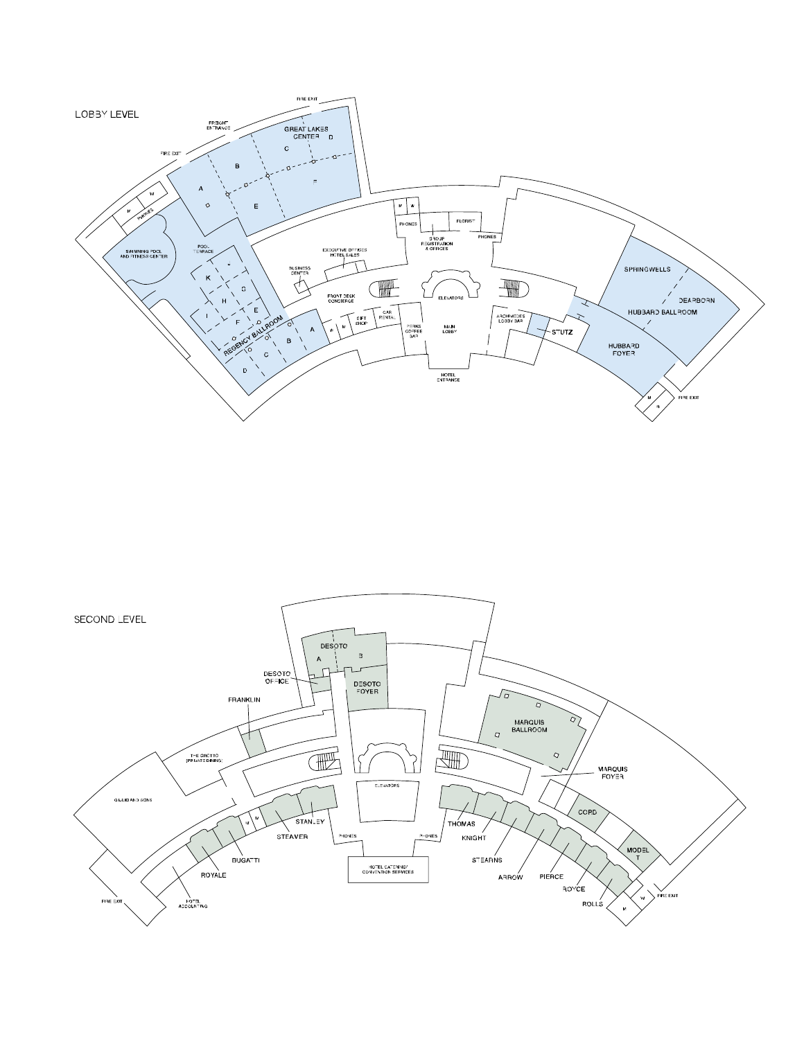LOBBY LEVEL

FIRE EXIT

FREIGHT ENTRANCE

FIRE EXIT

GREAT LAKES CENTER

A

B

C

D

E

F

M

W

PHONES

SWIMMING POOL AND FITNESS CENTER

POOL TERRACE

K

J

H

G

I

F

E

REGENCY BALLROOM

A

B

C

D

EXECUTIVE OFFICES HOTEL SALES

BUSINESS CENTER

FRONT DESK CONCIERGE

M

W

PHONES

GROUP REGISTRATION & OFFICES

FLORIST

PHONES

ELEVATORS

M

W

GIFT SHOP

CAR RENTAL

PERKS COFFEE BAR

MAIN LOBBY

HOTEL ENTRANCE

ARCHIMEDES LOBBY BAR

STUTZ

SPRINGWELLS

DEARBORN

HUBBARD BALLROOM

HUBBARD FOYER

M

W

FIRE EXIT

SECOND LEVEL

DESOTO

A

B

DESOTO OFFICE

DESOTO FOYER

FRANKLIN

THE GROTTO (PRIVATE DINING)

GIULIO AND SONS

ELEVATORS

MARQUIS BALLROOM

MARQUIS FOYER

CORD

MODEL T

ROYALE

BUGATTI

W

M

STEAVER

STANLEY

PHONES

HOTEL CATERING/ CONVENTION SERVICES

PHONES

THOMAS

KNIGHT

STEARNS

ARROW

PIERCE

ROYCE

ROLLS

M

W

FIRE EXIT

FIRE EXIT

HOTEL ACCOUNTING